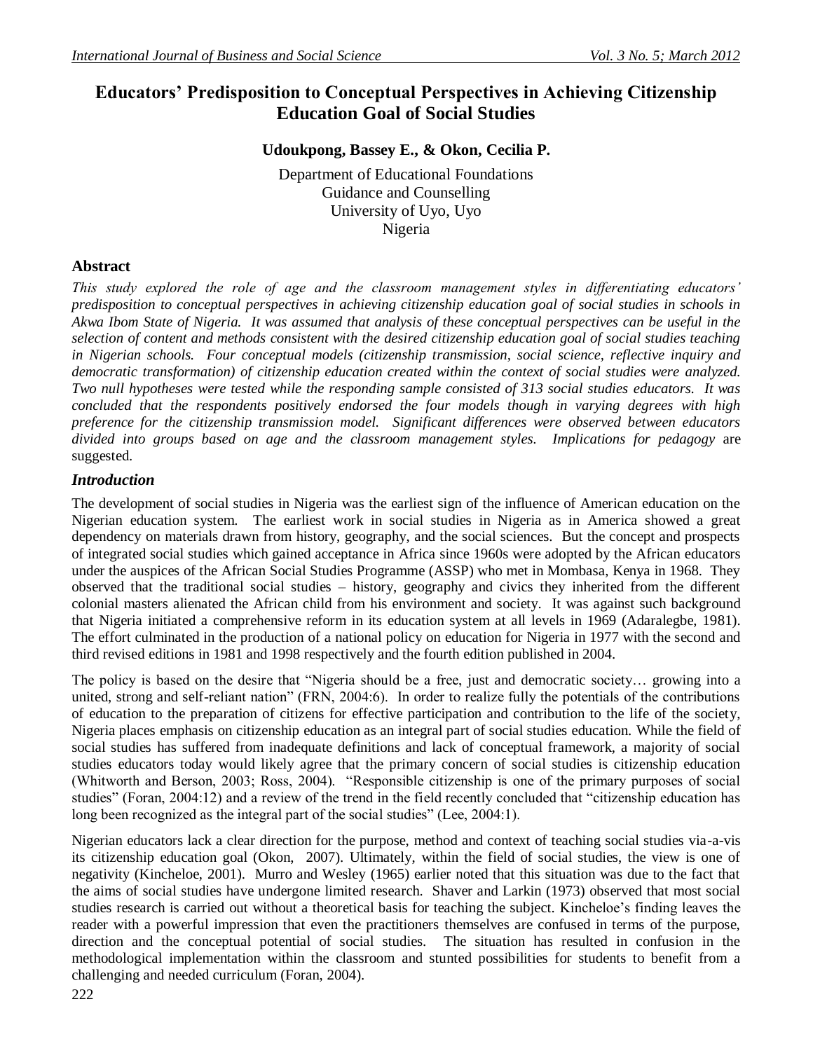# Educators' Predisposition to Conceptual Perspectives in Achieving Citizenship Education Goal of Social Studies

**Udoukpong, Bassey E., & Okon, Cecilia P.**

Department of Educational Foundations
Guidance and Counselling
University of Uyo, Uyo
Nigeria

## Abstract

*This study explored the role of age and the classroom management styles in differentiating educators' predisposition to conceptual perspectives in achieving citizenship education goal of social studies in schools in Akwa Ibom State of Nigeria. It was assumed that analysis of these conceptual perspectives can be useful in the selection of content and methods consistent with the desired citizenship education goal of social studies teaching in Nigerian schools. Four conceptual models (citizenship transmission, social science, reflective inquiry and democratic transformation) of citizenship education created within the context of social studies were analyzed. Two null hypotheses were tested while the responding sample consisted of 313 social studies educators. It was concluded that the respondents positively endorsed the four models though in varying degrees with high preference for the citizenship transmission model. Significant differences were observed between educators divided into groups based on age and the classroom management styles. Implications for pedagogy* are suggested.

## *Introduction*

The development of social studies in Nigeria was the earliest sign of the influence of American education on the Nigerian education system. The earliest work in social studies in Nigeria as in America showed a great dependency on materials drawn from history, geography, and the social sciences. But the concept and prospects of integrated social studies which gained acceptance in Africa since 1960s were adopted by the African educators under the auspices of the African Social Studies Programme (ASSP) who met in Mombasa, Kenya in 1968. They observed that the traditional social studies – history, geography and civics they inherited from the different colonial masters alienated the African child from his environment and society. It was against such background that Nigeria initiated a comprehensive reform in its education system at all levels in 1969 (Adaralegbe, 1981). The effort culminated in the production of a national policy on education for Nigeria in 1977 with the second and third revised editions in 1981 and 1998 respectively and the fourth edition published in 2004.

The policy is based on the desire that "Nigeria should be a free, just and democratic society… growing into a united, strong and self-reliant nation" (FRN, 2004:6). In order to realize fully the potentials of the contributions of education to the preparation of citizens for effective participation and contribution to the life of the society, Nigeria places emphasis on citizenship education as an integral part of social studies education. While the field of social studies has suffered from inadequate definitions and lack of conceptual framework, a majority of social studies educators today would likely agree that the primary concern of social studies is citizenship education (Whitworth and Berson, 2003; Ross, 2004). "Responsible citizenship is one of the primary purposes of social studies" (Foran, 2004:12) and a review of the trend in the field recently concluded that "citizenship education has long been recognized as the integral part of the social studies" (Lee, 2004:1).

Nigerian educators lack a clear direction for the purpose, method and context of teaching social studies via-a-vis its citizenship education goal (Okon, 2007). Ultimately, within the field of social studies, the view is one of negativity (Kincheloe, 2001). Murro and Wesley (1965) earlier noted that this situation was due to the fact that the aims of social studies have undergone limited research. Shaver and Larkin (1973) observed that most social studies research is carried out without a theoretical basis for teaching the subject. Kincheloe's finding leaves the reader with a powerful impression that even the practitioners themselves are confused in terms of the purpose, direction and the conceptual potential of social studies. The situation has resulted in confusion in the methodological implementation within the classroom and stunted possibilities for students to benefit from a challenging and needed curriculum (Foran, 2004).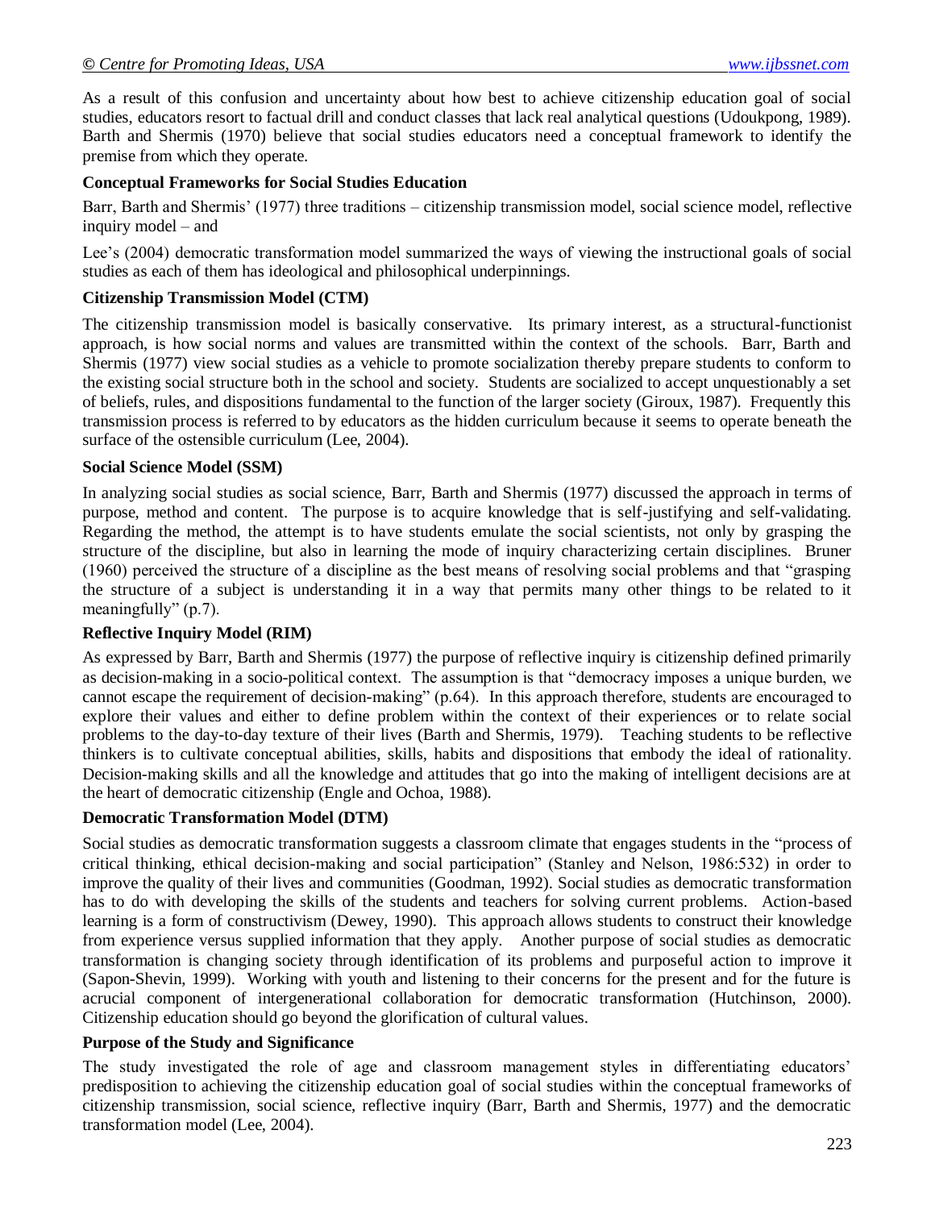As a result of this confusion and uncertainty about how best to achieve citizenship education goal of social studies, educators resort to factual drill and conduct classes that lack real analytical questions (Udoukpong, 1989). Barth and Shermis (1970) believe that social studies educators need a conceptual framework to identify the premise from which they operate.

### Conceptual Frameworks for Social Studies Education

Barr, Barth and Shermis' (1977) three traditions – citizenship transmission model, social science model, reflective inquiry model – and

Lee's (2004) democratic transformation model summarized the ways of viewing the instructional goals of social studies as each of them has ideological and philosophical underpinnings.

### Citizenship Transmission Model (CTM)

The citizenship transmission model is basically conservative. Its primary interest, as a structural-functionist approach, is how social norms and values are transmitted within the context of the schools. Barr, Barth and Shermis (1977) view social studies as a vehicle to promote socialization thereby prepare students to conform to the existing social structure both in the school and society. Students are socialized to accept unquestionably a set of beliefs, rules, and dispositions fundamental to the function of the larger society (Giroux, 1987). Frequently this transmission process is referred to by educators as the hidden curriculum because it seems to operate beneath the surface of the ostensible curriculum (Lee, 2004).

### Social Science Model (SSM)

In analyzing social studies as social science, Barr, Barth and Shermis (1977) discussed the approach in terms of purpose, method and content. The purpose is to acquire knowledge that is self-justifying and self-validating. Regarding the method, the attempt is to have students emulate the social scientists, not only by grasping the structure of the discipline, but also in learning the mode of inquiry characterizing certain disciplines. Bruner (1960) perceived the structure of a discipline as the best means of resolving social problems and that "grasping the structure of a subject is understanding it in a way that permits many other things to be related to it meaningfully" (p.7).

### Reflective Inquiry Model (RIM)

As expressed by Barr, Barth and Shermis (1977) the purpose of reflective inquiry is citizenship defined primarily as decision-making in a socio-political context. The assumption is that "democracy imposes a unique burden, we cannot escape the requirement of decision-making" (p.64). In this approach therefore, students are encouraged to explore their values and either to define problem within the context of their experiences or to relate social problems to the day-to-day texture of their lives (Barth and Shermis, 1979). Teaching students to be reflective thinkers is to cultivate conceptual abilities, skills, habits and dispositions that embody the ideal of rationality. Decision-making skills and all the knowledge and attitudes that go into the making of intelligent decisions are at the heart of democratic citizenship (Engle and Ochoa, 1988).

### Democratic Transformation Model (DTM)

Social studies as democratic transformation suggests a classroom climate that engages students in the "process of critical thinking, ethical decision-making and social participation" (Stanley and Nelson, 1986:532) in order to improve the quality of their lives and communities (Goodman, 1992). Social studies as democratic transformation has to do with developing the skills of the students and teachers for solving current problems. Action-based learning is a form of constructivism (Dewey, 1990). This approach allows students to construct their knowledge from experience versus supplied information that they apply. Another purpose of social studies as democratic transformation is changing society through identification of its problems and purposeful action to improve it (Sapon-Shevin, 1999). Working with youth and listening to their concerns for the present and for the future is acrucial component of intergenerational collaboration for democratic transformation (Hutchinson, 2000). Citizenship education should go beyond the glorification of cultural values.

### Purpose of the Study and Significance

The study investigated the role of age and classroom management styles in differentiating educators' predisposition to achieving the citizenship education goal of social studies within the conceptual frameworks of citizenship transmission, social science, reflective inquiry (Barr, Barth and Shermis, 1977) and the democratic transformation model (Lee, 2004).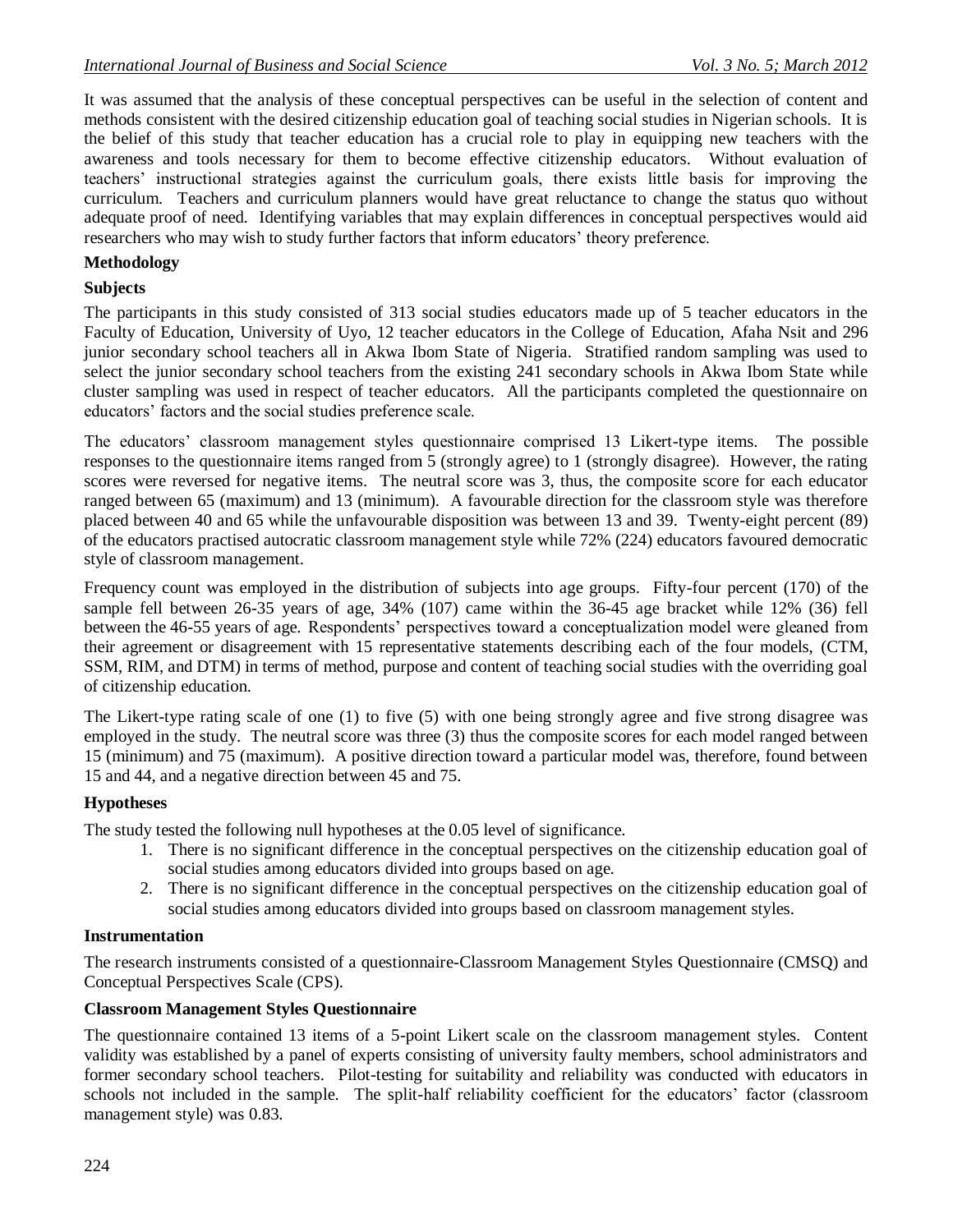It was assumed that the analysis of these conceptual perspectives can be useful in the selection of content and methods consistent with the desired citizenship education goal of teaching social studies in Nigerian schools. It is the belief of this study that teacher education has a crucial role to play in equipping new teachers with the awareness and tools necessary for them to become effective citizenship educators. Without evaluation of teachers' instructional strategies against the curriculum goals, there exists little basis for improving the curriculum. Teachers and curriculum planners would have great reluctance to change the status quo without adequate proof of need. Identifying variables that may explain differences in conceptual perspectives would aid researchers who may wish to study further factors that inform educators' theory preference.

## Methodology

### Subjects

The participants in this study consisted of 313 social studies educators made up of 5 teacher educators in the Faculty of Education, University of Uyo, 12 teacher educators in the College of Education, Afaha Nsit and 296 junior secondary school teachers all in Akwa Ibom State of Nigeria. Stratified random sampling was used to select the junior secondary school teachers from the existing 241 secondary schools in Akwa Ibom State while cluster sampling was used in respect of teacher educators. All the participants completed the questionnaire on educators' factors and the social studies preference scale.

The educators' classroom management styles questionnaire comprised 13 Likert-type items. The possible responses to the questionnaire items ranged from 5 (strongly agree) to 1 (strongly disagree). However, the rating scores were reversed for negative items. The neutral score was 3, thus, the composite score for each educator ranged between 65 (maximum) and 13 (minimum). A favourable direction for the classroom style was therefore placed between 40 and 65 while the unfavourable disposition was between 13 and 39. Twenty-eight percent (89) of the educators practised autocratic classroom management style while 72% (224) educators favoured democratic style of classroom management.

Frequency count was employed in the distribution of subjects into age groups. Fifty-four percent (170) of the sample fell between 26-35 years of age, 34% (107) came within the 36-45 age bracket while 12% (36) fell between the 46-55 years of age. Respondents' perspectives toward a conceptualization model were gleaned from their agreement or disagreement with 15 representative statements describing each of the four models, (CTM, SSM, RIM, and DTM) in terms of method, purpose and content of teaching social studies with the overriding goal of citizenship education.

The Likert-type rating scale of one (1) to five (5) with one being strongly agree and five strong disagree was employed in the study. The neutral score was three (3) thus the composite scores for each model ranged between 15 (minimum) and 75 (maximum). A positive direction toward a particular model was, therefore, found between 15 and 44, and a negative direction between 45 and 75.

### Hypotheses

The study tested the following null hypotheses at the 0.05 level of significance.

1. There is no significant difference in the conceptual perspectives on the citizenship education goal of social studies among educators divided into groups based on age.
2. There is no significant difference in the conceptual perspectives on the citizenship education goal of social studies among educators divided into groups based on classroom management styles.

### Instrumentation

The research instruments consisted of a questionnaire-Classroom Management Styles Questionnaire (CMSQ) and Conceptual Perspectives Scale (CPS).

### Classroom Management Styles Questionnaire

The questionnaire contained 13 items of a 5-point Likert scale on the classroom management styles. Content validity was established by a panel of experts consisting of university faulty members, school administrators and former secondary school teachers. Pilot-testing for suitability and reliability was conducted with educators in schools not included in the sample. The split-half reliability coefficient for the educators' factor (classroom management style) was 0.83.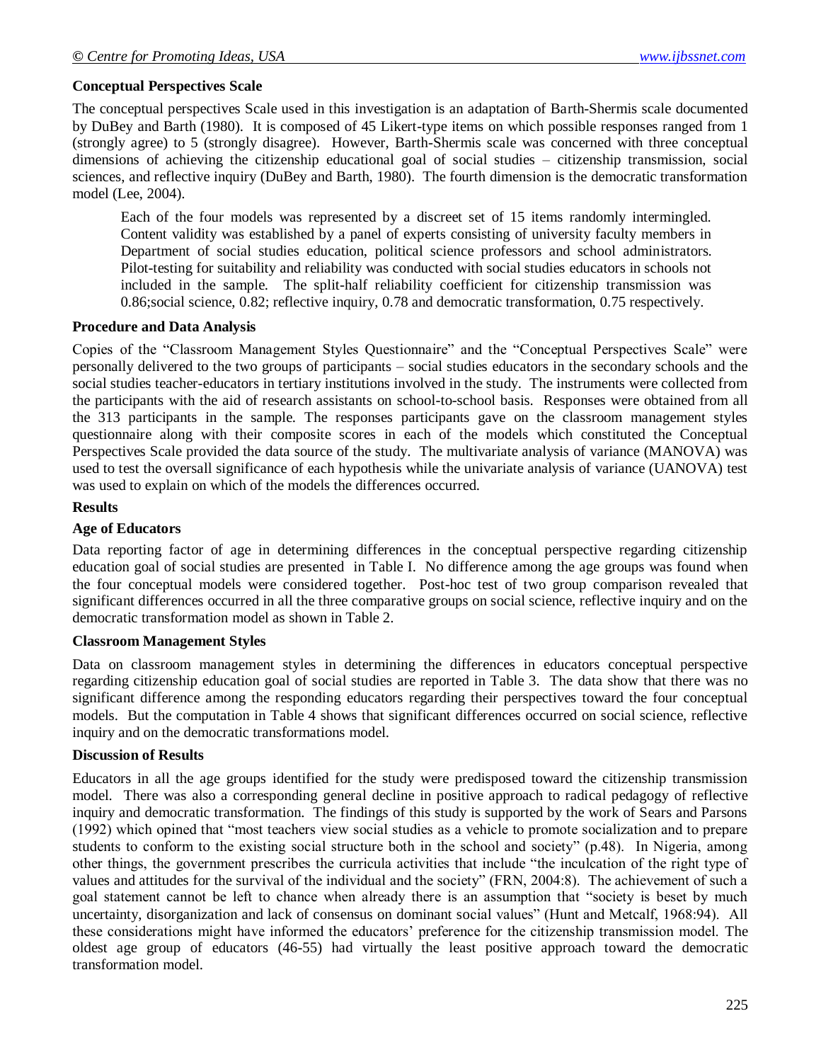**Conceptual Perspectives Scale**

The conceptual perspectives Scale used in this investigation is an adaptation of Barth-Shermis scale documented by DuBey and Barth (1980). It is composed of 45 Likert-type items on which possible responses ranged from 1 (strongly agree) to 5 (strongly disagree). However, Barth-Shermis scale was concerned with three conceptual dimensions of achieving the citizenship educational goal of social studies – citizenship transmission, social sciences, and reflective inquiry (DuBey and Barth, 1980). The fourth dimension is the democratic transformation model (Lee, 2004).

> Each of the four models was represented by a discreet set of 15 items randomly intermingled. Content validity was established by a panel of experts consisting of university faculty members in Department of social studies education, political science professors and school administrators. Pilot-testing for suitability and reliability was conducted with social studies educators in schools not included in the sample. The split-half reliability coefficient for citizenship transmission was 0.86;social science, 0.82; reflective inquiry, 0.78 and democratic transformation, 0.75 respectively.

**Procedure and Data Analysis**

Copies of the "Classroom Management Styles Questionnaire" and the "Conceptual Perspectives Scale" were personally delivered to the two groups of participants – social studies educators in the secondary schools and the social studies teacher-educators in tertiary institutions involved in the study. The instruments were collected from the participants with the aid of research assistants on school-to-school basis. Responses were obtained from all the 313 participants in the sample. The responses participants gave on the classroom management styles questionnaire along with their composite scores in each of the models which constituted the Conceptual Perspectives Scale provided the data source of the study. The multivariate analysis of variance (MANOVA) was used to test the oversall significance of each hypothesis while the univariate analysis of variance (UANOVA) test was used to explain on which of the models the differences occurred.

**Results**

**Age of Educators**

Data reporting factor of age in determining differences in the conceptual perspective regarding citizenship education goal of social studies are presented in Table I. No difference among the age groups was found when the four conceptual models were considered together. Post-hoc test of two group comparison revealed that significant differences occurred in all the three comparative groups on social science, reflective inquiry and on the democratic transformation model as shown in Table 2.

**Classroom Management Styles**

Data on classroom management styles in determining the differences in educators conceptual perspective regarding citizenship education goal of social studies are reported in Table 3. The data show that there was no significant difference among the responding educators regarding their perspectives toward the four conceptual models. But the computation in Table 4 shows that significant differences occurred on social science, reflective inquiry and on the democratic transformations model.

**Discussion of Results**

Educators in all the age groups identified for the study were predisposed toward the citizenship transmission model. There was also a corresponding general decline in positive approach to radical pedagogy of reflective inquiry and democratic transformation. The findings of this study is supported by the work of Sears and Parsons (1992) which opined that "most teachers view social studies as a vehicle to promote socialization and to prepare students to conform to the existing social structure both in the school and society" (p.48). In Nigeria, among other things, the government prescribes the curricula activities that include "the inculcation of the right type of values and attitudes for the survival of the individual and the society" (FRN, 2004:8). The achievement of such a goal statement cannot be left to chance when already there is an assumption that "society is beset by much uncertainty, disorganization and lack of consensus on dominant social values" (Hunt and Metcalf, 1968:94). All these considerations might have informed the educators' preference for the citizenship transmission model. The oldest age group of educators (46-55) had virtually the least positive approach toward the democratic transformation model.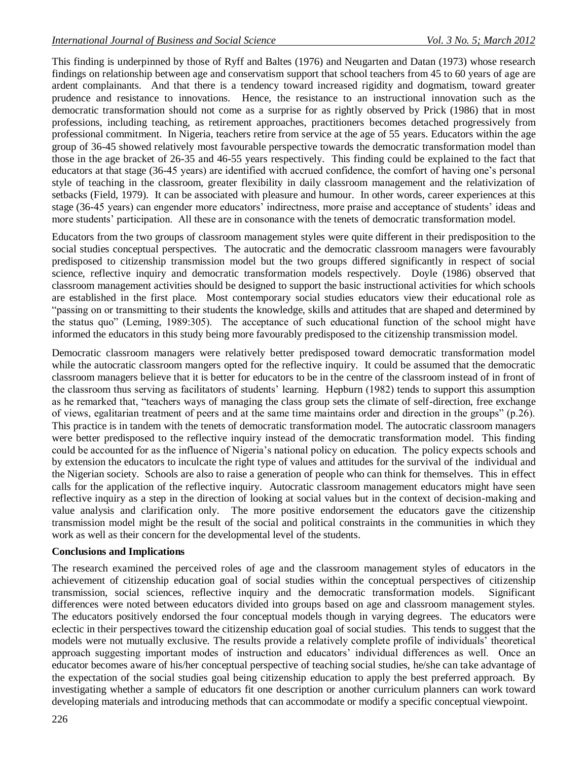This finding is underpinned by those of Ryff and Baltes (1976) and Neugarten and Datan (1973) whose research findings on relationship between age and conservatism support that school teachers from 45 to 60 years of age are ardent complainants. And that there is a tendency toward increased rigidity and dogmatism, toward greater prudence and resistance to innovations. Hence, the resistance to an instructional innovation such as the democratic transformation should not come as a surprise for as rightly observed by Prick (1986) that in most professions, including teaching, as retirement approaches, practitioners becomes detached progressively from professional commitment. In Nigeria, teachers retire from service at the age of 55 years. Educators within the age group of 36-45 showed relatively most favourable perspective towards the democratic transformation model than those in the age bracket of 26-35 and 46-55 years respectively. This finding could be explained to the fact that educators at that stage (36-45 years) are identified with accrued confidence, the comfort of having one's personal style of teaching in the classroom, greater flexibility in daily classroom management and the relativization of setbacks (Field, 1979). It can be associated with pleasure and humour. In other words, career experiences at this stage (36-45 years) can engender more educators' indirectness, more praise and acceptance of students' ideas and more students' participation. All these are in consonance with the tenets of democratic transformation model.

Educators from the two groups of classroom management styles were quite different in their predisposition to the social studies conceptual perspectives. The autocratic and the democratic classroom managers were favourably predisposed to citizenship transmission model but the two groups differed significantly in respect of social science, reflective inquiry and democratic transformation models respectively. Doyle (1986) observed that classroom management activities should be designed to support the basic instructional activities for which schools are established in the first place. Most contemporary social studies educators view their educational role as "passing on or transmitting to their students the knowledge, skills and attitudes that are shaped and determined by the status quo" (Leming, 1989:305). The acceptance of such educational function of the school might have informed the educators in this study being more favourably predisposed to the citizenship transmission model.

Democratic classroom managers were relatively better predisposed toward democratic transformation model while the autocratic classroom mangers opted for the reflective inquiry. It could be assumed that the democratic classroom managers believe that it is better for educators to be in the centre of the classroom instead of in front of the classroom thus serving as facilitators of students' learning. Hepburn (1982) tends to support this assumption as he remarked that, "teachers ways of managing the class group sets the climate of self-direction, free exchange of views, egalitarian treatment of peers and at the same time maintains order and direction in the groups" (p.26). This practice is in tandem with the tenets of democratic transformation model. The autocratic classroom managers were better predisposed to the reflective inquiry instead of the democratic transformation model. This finding could be accounted for as the influence of Nigeria's national policy on education. The policy expects schools and by extension the educators to inculcate the right type of values and attitudes for the survival of the individual and the Nigerian society. Schools are also to raise a generation of people who can think for themselves. This in effect calls for the application of the reflective inquiry. Autocratic classroom management educators might have seen reflective inquiry as a step in the direction of looking at social values but in the context of decision-making and value analysis and clarification only. The more positive endorsement the educators gave the citizenship transmission model might be the result of the social and political constraints in the communities in which they work as well as their concern for the developmental level of the students.

## Conclusions and Implications

The research examined the perceived roles of age and the classroom management styles of educators in the achievement of citizenship education goal of social studies within the conceptual perspectives of citizenship transmission, social sciences, reflective inquiry and the democratic transformation models. Significant differences were noted between educators divided into groups based on age and classroom management styles. The educators positively endorsed the four conceptual models though in varying degrees. The educators were eclectic in their perspectives toward the citizenship education goal of social studies. This tends to suggest that the models were not mutually exclusive. The results provide a relatively complete profile of individuals' theoretical approach suggesting important modes of instruction and educators' individual differences as well. Once an educator becomes aware of his/her conceptual perspective of teaching social studies, he/she can take advantage of the expectation of the social studies goal being citizenship education to apply the best preferred approach. By investigating whether a sample of educators fit one description or another curriculum planners can work toward developing materials and introducing methods that can accommodate or modify a specific conceptual viewpoint.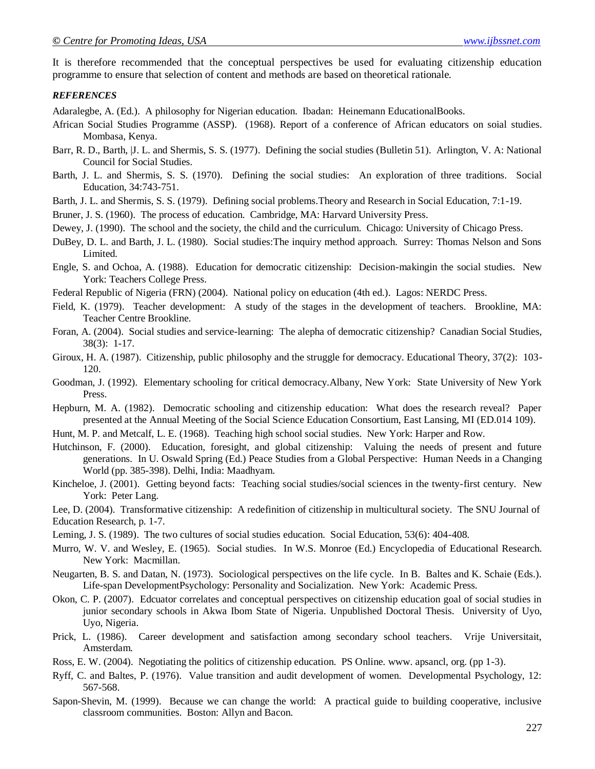It is therefore recommended that the conceptual perspectives be used for evaluating citizenship education programme to ensure that selection of content and methods are based on theoretical rationale.

***REFERENCES***

Adaralegbe, A. (Ed.). A philosophy for Nigerian education. Ibadan: Heinemann EducationalBooks.

African Social Studies Programme (ASSP). (1968). Report of a conference of African educators on soial studies. Mombasa, Kenya.

Barr, R. D., Barth, |J. L. and Shermis, S. S. (1977). Defining the social studies (Bulletin 51). Arlington, V. A: National Council for Social Studies.

Barth, J. L. and Shermis, S. S. (1970). Defining the social studies: An exploration of three traditions. Social Education, 34:743-751.

Barth, J. L. and Shermis, S. S. (1979). Defining social problems.Theory and Research in Social Education, 7:1-19.

Bruner, J. S. (1960). The process of education. Cambridge, MA: Harvard University Press.

Dewey, J. (1990). The school and the society, the child and the curriculum. Chicago: University of Chicago Press.

DuBey, D. L. and Barth, J. L. (1980). Social studies:The inquiry method approach. Surrey: Thomas Nelson and Sons Limited.

Engle, S. and Ochoa, A. (1988). Education for democratic citizenship: Decision-makingin the social studies. New York: Teachers College Press.

Federal Republic of Nigeria (FRN) (2004). National policy on education (4th ed.). Lagos: NERDC Press.

Field, K. (1979). Teacher development: A study of the stages in the development of teachers. Brookline, MA: Teacher Centre Brookline.

Foran, A. (2004). Social studies and service-learning: The alepha of democratic citizenship? Canadian Social Studies, 38(3): 1-17.

Giroux, H. A. (1987). Citizenship, public philosophy and the struggle for democracy. Educational Theory, 37(2): 103-120.

Goodman, J. (1992). Elementary schooling for critical democracy.Albany, New York: State University of New York Press.

Hepburn, M. A. (1982). Democratic schooling and citizenship education: What does the research reveal? Paper presented at the Annual Meeting of the Social Science Education Consortium, East Lansing, MI (ED.014 109).

Hunt, M. P. and Metcalf, L. E. (1968). Teaching high school social studies. New York: Harper and Row.

Hutchinson, F. (2000). Education, foresight, and global citizenship: Valuing the needs of present and future generations. In U. Oswald Spring (Ed.) Peace Studies from a Global Perspective: Human Needs in a Changing World (pp. 385-398). Delhi, India: Maadhyam.

Kincheloe, J. (2001). Getting beyond facts: Teaching social studies/social sciences in the twenty-first century. New York: Peter Lang.

Lee, D. (2004). Transformative citizenship: A redefinition of citizenship in multicultural society. The SNU Journal of Education Research, p. 1-7.

Leming, J. S. (1989). The two cultures of social studies education. Social Education, 53(6): 404-408.

Murro, W. V. and Wesley, E. (1965). Social studies. In W.S. Monroe (Ed.) Encyclopedia of Educational Research. New York: Macmillan.

Neugarten, B. S. and Datan, N. (1973). Sociological perspectives on the life cycle. In B. Baltes and K. Schaie (Eds.). Life-span DevelopmentPsychology: Personality and Socialization. New York: Academic Press.

Okon, C. P. (2007). Edcuator correlates and conceptual perspectives on citizenship education goal of social studies in junior secondary schools in Akwa Ibom State of Nigeria. Unpublished Doctoral Thesis. University of Uyo, Uyo, Nigeria.

Prick, L. (1986). Career development and satisfaction among secondary school teachers. Vrije Universitait, Amsterdam.

Ross, E. W. (2004). Negotiating the politics of citizenship education. PS Online. www. apsancl, org. (pp 1-3).

Ryff, C. and Baltes, P. (1976). Value transition and audit development of women. Developmental Psychology, 12: 567-568.

Sapon-Shevin, M. (1999). Because we can change the world: A practical guide to building cooperative, inclusive classroom communities. Boston: Allyn and Bacon.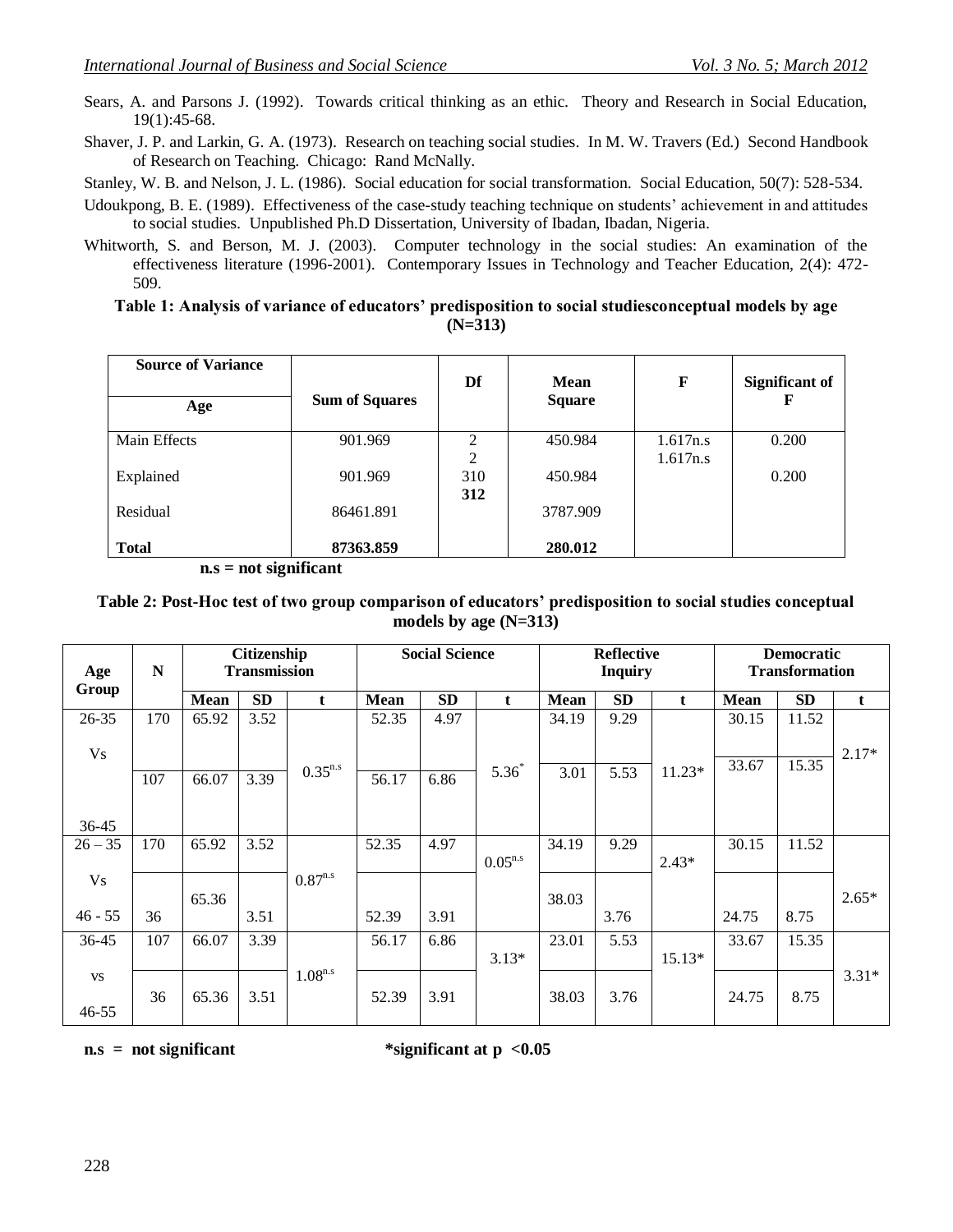Sears, A. and Parsons J. (1992). Towards critical thinking as an ethic. Theory and Research in Social Education, 19(1):45-68.

Shaver, J. P. and Larkin, G. A. (1973). Research on teaching social studies. In M. W. Travers (Ed.) Second Handbook of Research on Teaching. Chicago: Rand McNally.

Stanley, W. B. and Nelson, J. L. (1986). Social education for social transformation. Social Education, 50(7): 528-534.

Udoukpong, B. E. (1989). Effectiveness of the case-study teaching technique on students' achievement in and attitudes to social studies. Unpublished Ph.D Dissertation, University of Ibadan, Ibadan, Nigeria.

Whitworth, S. and Berson, M. J. (2003). Computer technology in the social studies: An examination of the effectiveness literature (1996-2001). Contemporary Issues in Technology and Teacher Education, 2(4): 472-509.

**Table 1: Analysis of variance of educators' predisposition to social studiesconceptual models by age (N=313)**

| Source of Variance<br>Age | Sum of Squares | Df | Mean Square | F | Significant of F |
|---|---|---|---|---|---|
| Main Effects | 901.969 | 2 | 450.984 | 1.617n.s | 0.200 |
| Explained | 901.969 | 2 | 450.984 | 1.617n.s | 0.200 |
| Residual | 86461.891 | 310 | 3787.909 | | |
| **Total** | **87363.859** | **312** | **280.012** | | |

**n.s = not significant**

**Table 2: Post-Hoc test of two group comparison of educators' predisposition to social studies conceptual models by age (N=313)**

| Age Group | N | Citizenship Transmission | | | Social Science | | | Reflective Inquiry | | | Democratic Transformation | | |
|---|---|---|---|---|---|---|---|---|---|---|---|---|---|
| | | **Mean** | **SD** | **t** | **Mean** | **SD** | **t** | **Mean** | **SD** | **t** | **Mean** | **SD** | **t** |
| 26-35 | 170 | 65.92 | 3.52 | $0.35^{n.s}$ | 52.35 | 4.97 | $5.36^{*}$ | 34.19 | 9.29 | 11.23* | 30.15 | 11.52 | 2.17* |
| Vs 36-45 | 107 | 66.07 | 3.39 | | 56.17 | 6.86 | | 3.01 | 5.53 | | 33.67 | 15.35 | |
| 26 – 35 | 170 | 65.92 | 3.52 | $0.87^{n.s}$ | 52.35 | 4.97 | $0.05^{n.s}$ | 34.19 | 9.29 | 2.43* | 30.15 | 11.52 | 2.65* |
| Vs 46 - 55 | 36 | 65.36 | 3.51 | | 52.39 | 3.91 | | 38.03 | 3.76 | | 24.75 | 8.75 | |
| 36-45 | 107 | 66.07 | 3.39 | $1.08^{n.s}$ | 56.17 | 6.86 | 3.13* | 23.01 | 5.53 | 15.13* | 33.67 | 15.35 | 3.31* |
| vs 46-55 | 36 | 65.36 | 3.51 | | 52.39 | 3.91 | | 38.03 | 3.76 | | 24.75 | 8.75 | |

**n.s = not significant** **\*significant at $p < 0.05$**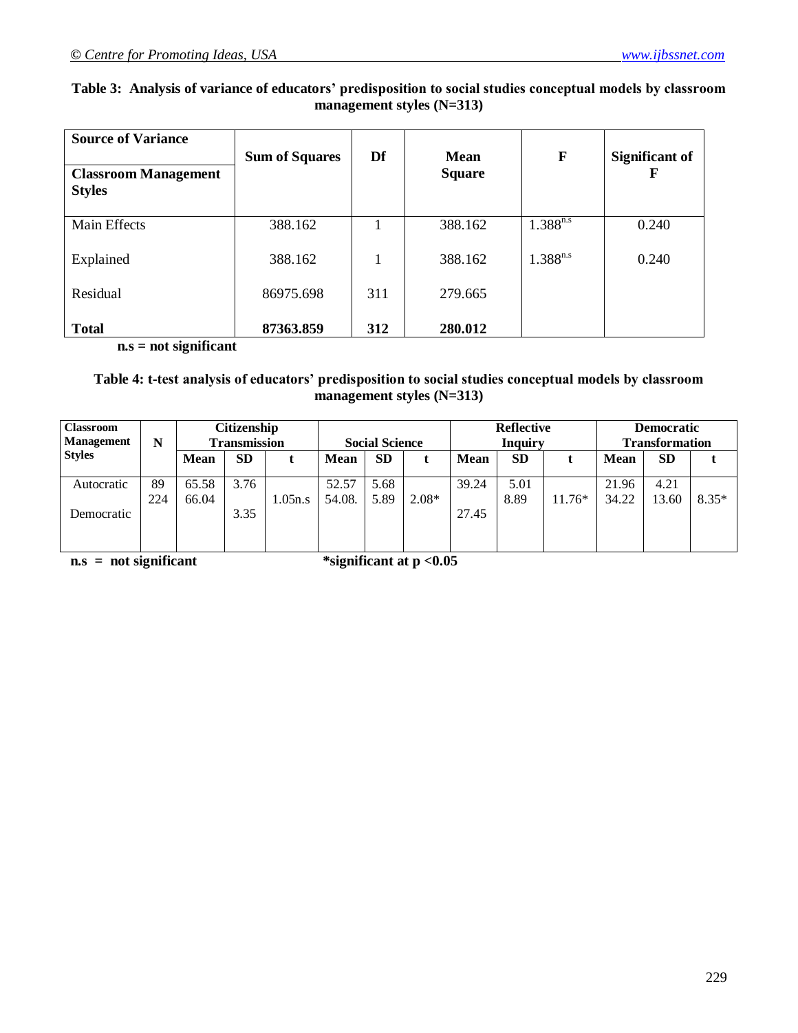**Table 3: Analysis of variance of educators' predisposition to social studies conceptual models by classroom management styles (N=313)**

| Source of Variance<br>Classroom Management Styles | Sum of Squares | Df | Mean Square | F | Significant of F |
|---|---|---|---|---|---|
| Main Effects | 388.162 | 1 | 388.162 | 1.388[n.s] | 0.240 |
| Explained | 388.162 | 1 | 388.162 | 1.388[n.s] | 0.240 |
| Residual | 86975.698 | 311 | 279.665 | | |
| **Total** | **87363.859** | **312** | **280.012** | | |

**n.s = not significant**

**Table 4: t-test analysis of educators' predisposition to social studies conceptual models by classroom management styles (N=313)**

| Classroom Management Styles | N | Citizenship Transmission | | | Social Science | | | Reflective Inquiry | | | Democratic Transformation | | |
|---|---|---|---|---|---|---|---|---|---|---|---|---|---|
| | | Mean | SD | t | Mean | SD | t | Mean | SD | t | Mean | SD | t |
| Autocratic | 89 | 65.58 | 3.76 | | 52.57 | 5.68 | | 39.24 | 5.01 | | 21.96 | 4.21 | |
| | 224 | 66.04 | | 1.05n.s | 54.08. | 5.89 | 2.08* | | 8.89 | 11.76* | 34.22 | 13.60 | 8.35* |
| Democratic | | | 3.35 | | | | | 27.45 | | | | | |

**n.s = not significant** **\*significant at p <0.05**